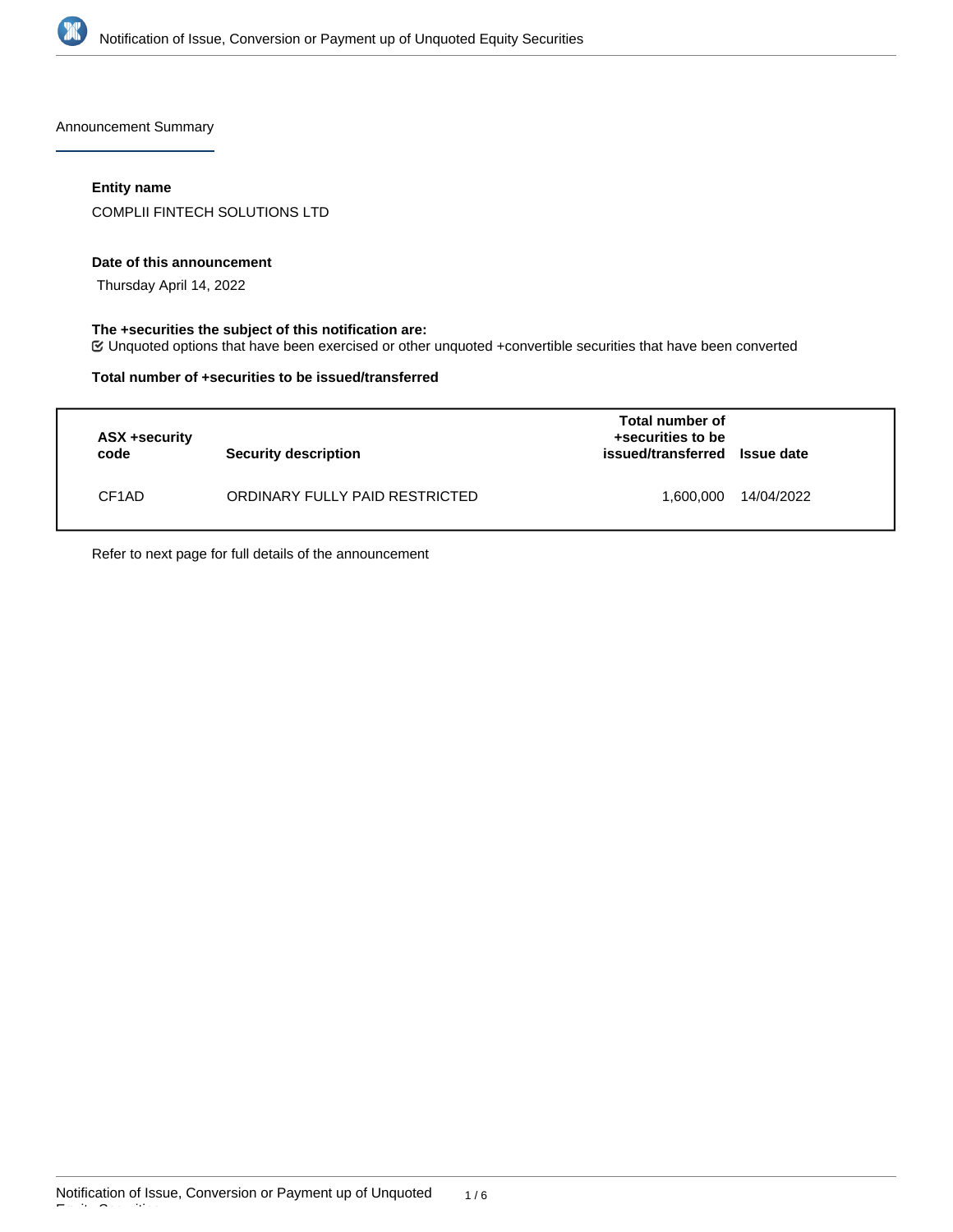Announcement Summary

**Entity name**

COMPLII FINTECH SOLUTIONS LTD

**Date of this announcement**

Thursday April 14, 2022

**The +securities the subject of this notification are:**

☑ Unquoted options that have been exercised or other unquoted +convertible securities that have been converted

**Total number of +securities to be issued/transferred**

| ASX +security code | Security description | Total number of +securities to be issued/transferred | Issue date |
|---|---|---|---|
| CF1AD | ORDINARY FULLY PAID RESTRICTED | 1,600,000 | 14/04/2022 |

Refer to next page for full details of the announcement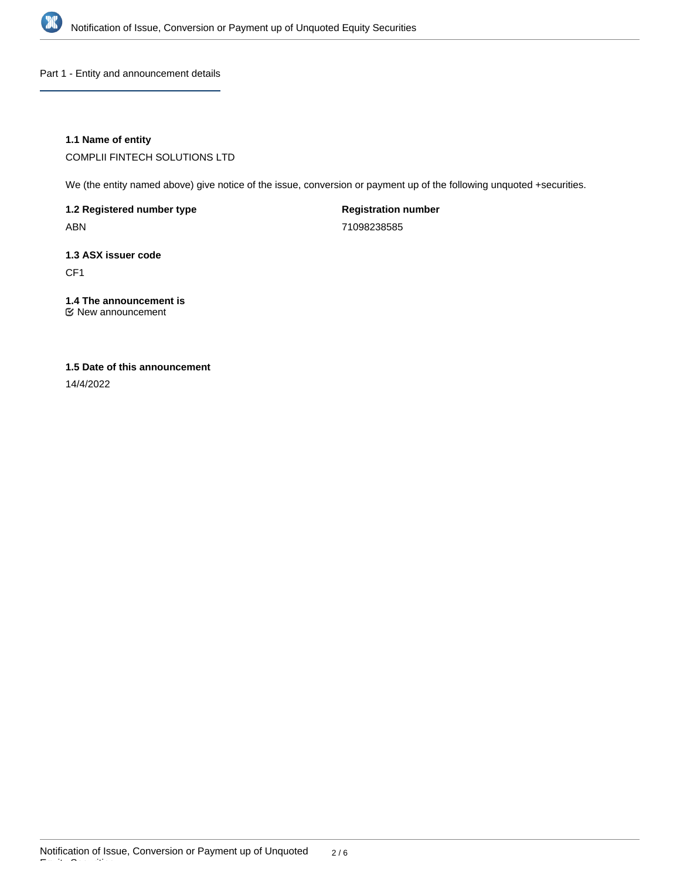## Part 1 - Entity and announcement details

**1.1 Name of entity**

COMPLII FINTECH SOLUTIONS LTD

We (the entity named above) give notice of the issue, conversion or payment up of the following unquoted +securities.

**1.2 Registered number type**

ABN

**Registration number**

71098238585

**1.3 ASX issuer code**

CF1

**1.4 The announcement is**

New announcement

**1.5 Date of this announcement**

14/4/2022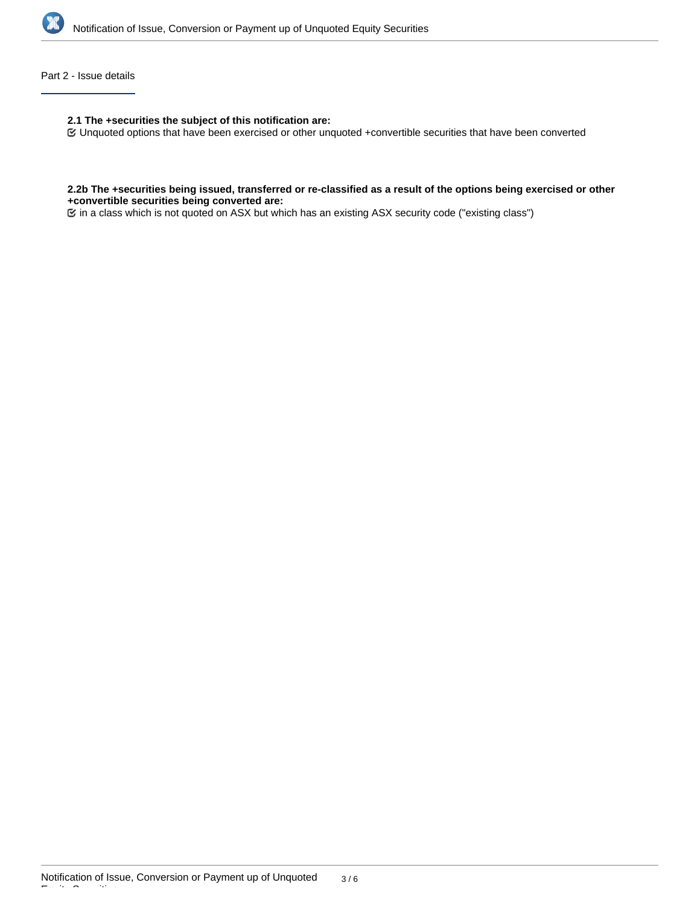## Part 2 - Issue details

**2.1 The +securities the subject of this notification are:**

☑ Unquoted options that have been exercised or other unquoted +convertible securities that have been converted

**2.2b The +securities being issued, transferred or re-classified as a result of the options being exercised or other +convertible securities being converted are:**

☑ in a class which is not quoted on ASX but which has an existing ASX security code ("existing class")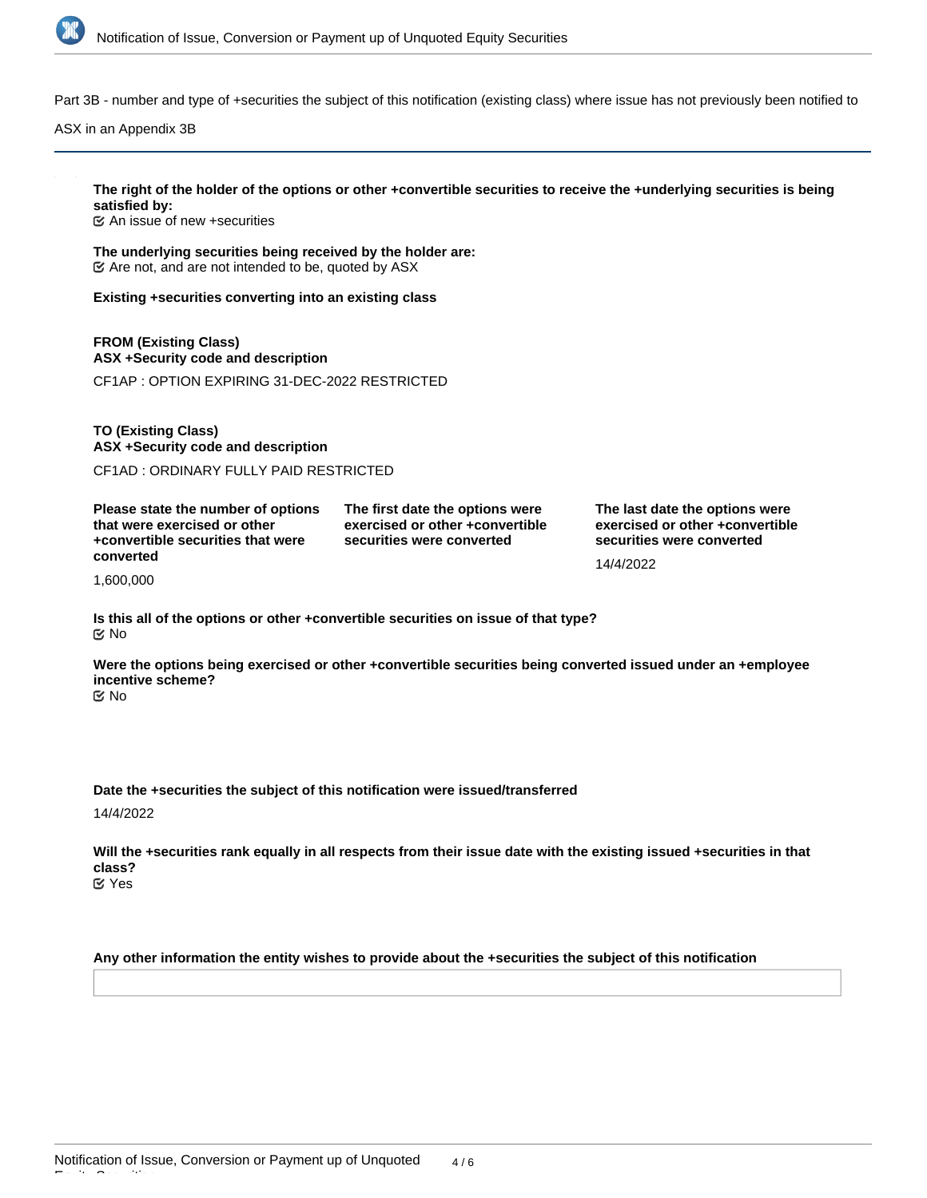Part 3B - number and type of +securities the subject of this notification (existing class) where issue has not previously been notified to ASX in an Appendix 3B

**The right of the holder of the options or other +convertible securities to receive the +underlying securities is being satisfied by:**
☑ An issue of new +securities

**The underlying securities being received by the holder are:**
☑ Are not, and are not intended to be, quoted by ASX

**Existing +securities converting into an existing class**

**FROM (Existing Class)**
**ASX +Security code and description**

CF1AP : OPTION EXPIRING 31-DEC-2022 RESTRICTED

**TO (Existing Class)**
**ASX +Security code and description**

CF1AD : ORDINARY FULLY PAID RESTRICTED

| Please state the number of options that were exercised or other +convertible securities that were converted | The first date the options were exercised or other +convertible securities were converted | The last date the options were exercised or other +convertible securities were converted |
|---|---|---|
| 1,600,000 | | 14/4/2022 |

**Is this all of the options or other +convertible securities on issue of that type?**
☑ No

**Were the options being exercised or other +convertible securities being converted issued under an +employee incentive scheme?**
☑ No

**Date the +securities the subject of this notification were issued/transferred**

14/4/2022

**Will the +securities rank equally in all respects from their issue date with the existing issued +securities in that class?**
☑ Yes

**Any other information the entity wishes to provide about the +securities the subject of this notification**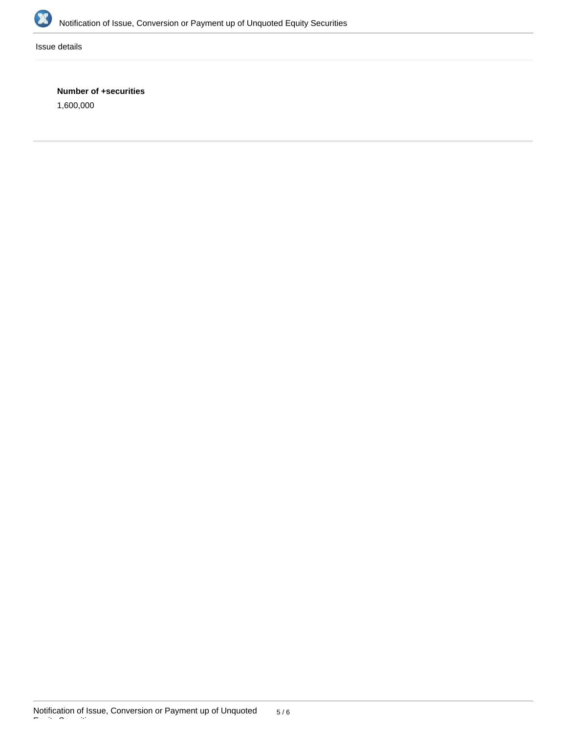Issue details

**Number of +securities**

1,600,000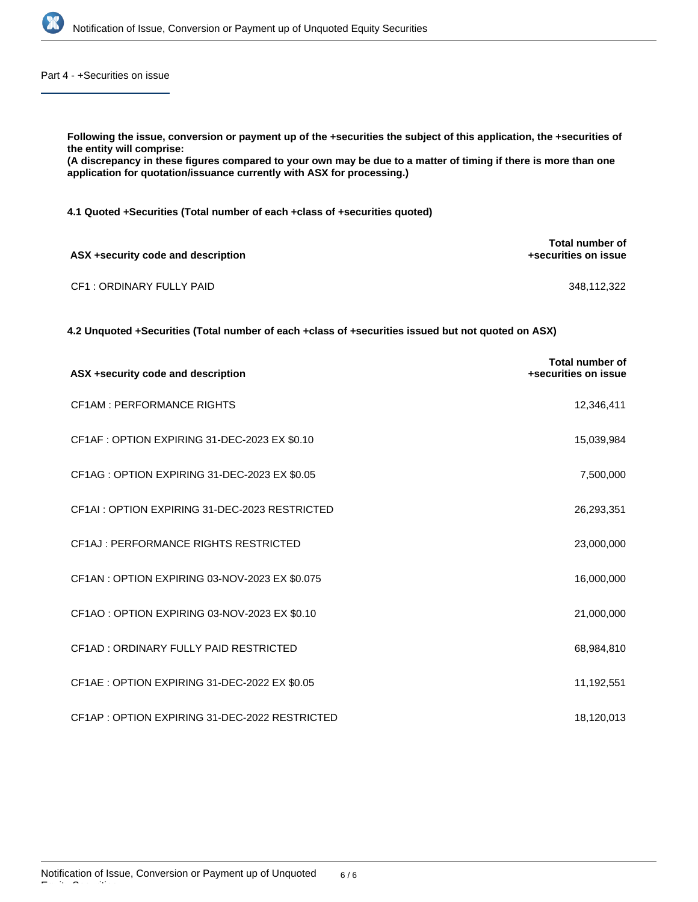## Part 4 - +Securities on issue

**Following the issue, conversion or payment up of the +securities the subject of this application, the +securities of the entity will comprise:**
**(A discrepancy in these figures compared to your own may be due to a matter of timing if there is more than one application for quotation/issuance currently with ASX for processing.)**

**4.1 Quoted +Securities (Total number of each +class of +securities quoted)**

| ASX +security code and description | Total number of +securities on issue |
|---|---|
| CF1 : ORDINARY FULLY PAID | 348,112,322 |

**4.2 Unquoted +Securities (Total number of each +class of +securities issued but not quoted on ASX)**

| ASX +security code and description | Total number of +securities on issue |
|---|---|
| CF1AM : PERFORMANCE RIGHTS | 12,346,411 |
| CF1AF : OPTION EXPIRING 31-DEC-2023 EX $0.10 | 15,039,984 |
| CF1AG : OPTION EXPIRING 31-DEC-2023 EX $0.05 | 7,500,000 |
| CF1AI : OPTION EXPIRING 31-DEC-2023 RESTRICTED | 26,293,351 |
| CF1AJ : PERFORMANCE RIGHTS RESTRICTED | 23,000,000 |
| CF1AN : OPTION EXPIRING 03-NOV-2023 EX $0.075 | 16,000,000 |
| CF1AO : OPTION EXPIRING 03-NOV-2023 EX $0.10 | 21,000,000 |
| CF1AD : ORDINARY FULLY PAID RESTRICTED | 68,984,810 |
| CF1AE : OPTION EXPIRING 31-DEC-2022 EX $0.05 | 11,192,551 |
| CF1AP : OPTION EXPIRING 31-DEC-2022 RESTRICTED | 18,120,013 |